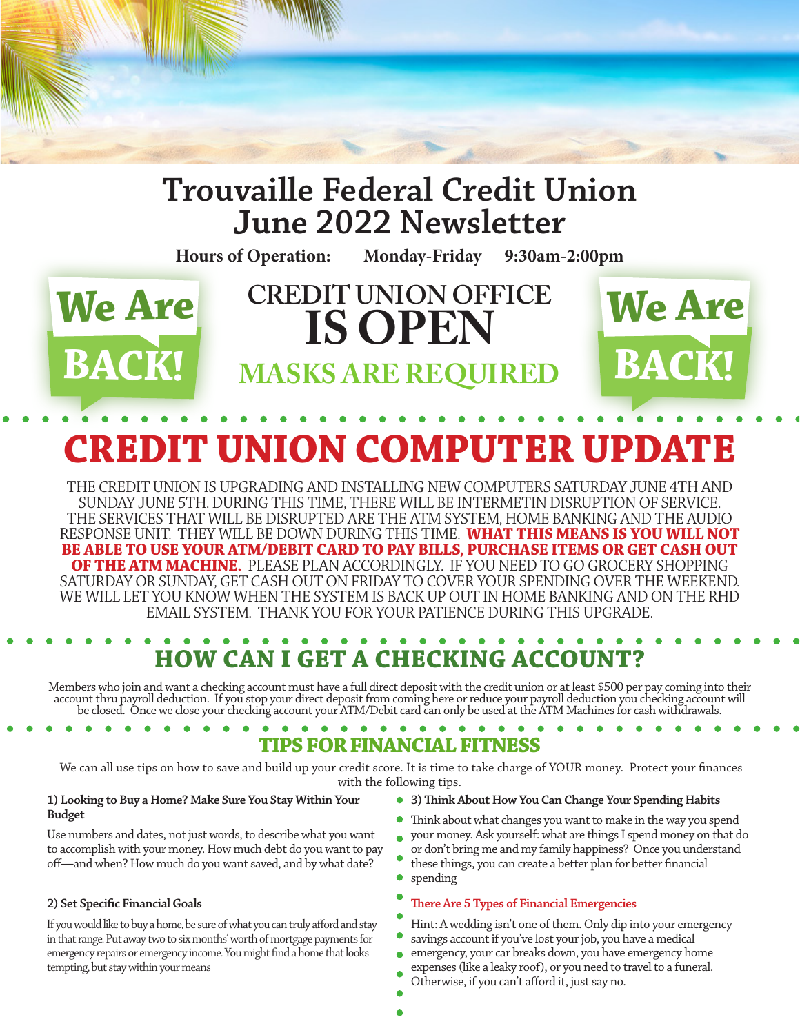# Trouvaille Federal Credit Union
# June 2022 Newsletter

**Hours of Operation: Monday-Friday 9:30am-2:00pm**

**We Are BACK!**

CREDIT UNION OFFICE
**IS OPEN**
**MASKS ARE REQUIRED**

**We Are BACK!**

## CREDIT UNION COMPUTER UPDATE

THE CREDIT UNION IS UPGRADING AND INSTALLING NEW COMPUTERS SATURDAY JUNE 4TH AND SUNDAY JUNE 5TH. DURING THIS TIME, THERE WILL BE INTERMETIN DISRUPTION OF SERVICE. THE SERVICES THAT WILL BE DISRUPTED ARE THE ATM SYSTEM, HOME BANKING AND THE AUDIO RESPONSE UNIT. THEY WILL BE DOWN DURING THIS TIME. **WHAT THIS MEANS IS YOU WILL NOT BE ABLE TO USE YOUR ATM/DEBIT CARD TO PAY BILLS, PURCHASE ITEMS OR GET CASH OUT OF THE ATM MACHINE.** PLEASE PLAN ACCORDINGLY. IF YOU NEED TO GO GROCERY SHOPPING SATURDAY OR SUNDAY, GET CASH OUT ON FRIDAY TO COVER YOUR SPENDING OVER THE WEEKEND. WE WILL LET YOU KNOW WHEN THE SYSTEM IS BACK UP OUT IN HOME BANKING AND ON THE RHD EMAIL SYSTEM. THANK YOU FOR YOUR PATIENCE DURING THIS UPGRADE.

## HOW CAN I GET A CHECKING ACCOUNT?

Members who join and want a checking account must have a full direct deposit with the credit union or at least $500 per pay coming into their account thru payroll deduction. If you stop your direct deposit from coming here or reduce your payroll deduction you checking account will be closed. Once we close your checking account your ATM/Debit card can only be used at the ATM Machines for cash withdrawals.

## TIPS FOR FINANCIAL FITNESS

We can all use tips on how to save and build up your credit score. It is time to take charge of YOUR money. Protect your finances with the following tips.

**1) Looking to Buy a Home? Make Sure You Stay Within Your Budget**

Use numbers and dates, not just words, to describe what you want to accomplish with your money. How much debt do you want to pay off—and when? How much do you want saved, and by what date?

**2) Set Specific Financial Goals**

If you would like to buy a home, be sure of what you can truly afford and stay in that range. Put away two to six months' worth of mortgage payments for emergency repairs or emergency income. You might find a home that looks tempting, but stay within your means

**3) Think About How You Can Change Your Spending Habits**

Think about what changes you want to make in the way you spend your money. Ask yourself: what are things I spend money on that do or don't bring me and my family happiness? Once you understand these things, you can create a better plan for better financial spending

**There Are 5 Types of Financial Emergencies**

Hint: A wedding isn't one of them. Only dip into your emergency savings account if you've lost your job, you have a medical emergency, your car breaks down, you have emergency home expenses (like a leaky roof), or you need to travel to a funeral. Otherwise, if you can't afford it, just say no.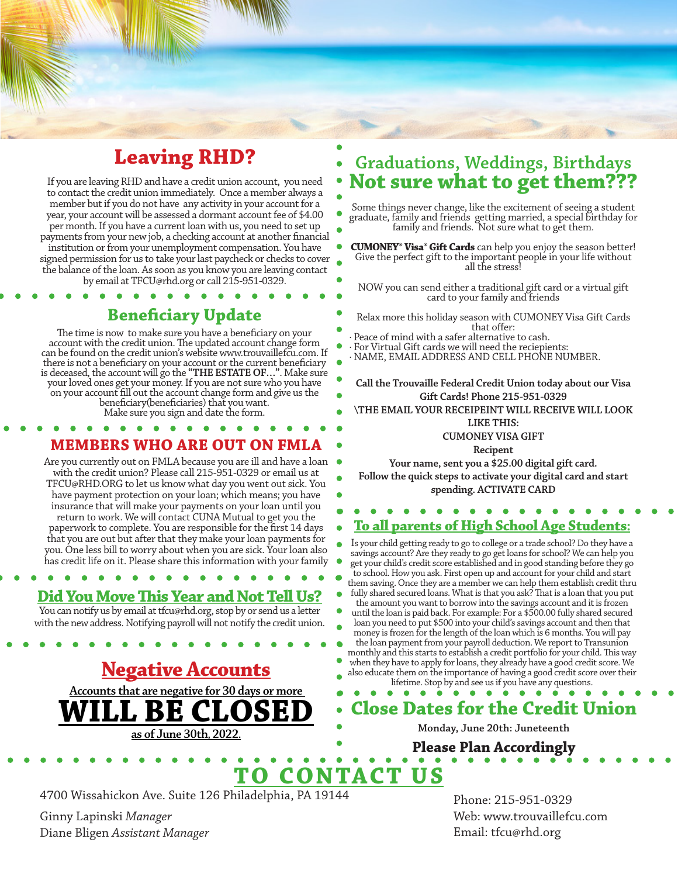## Leaving RHD?

If you are leaving RHD and have a credit union account, you need to contact the credit union immediately. Once a member always a member but if you do not have any activity in your account for a year, your account will be assessed a dormant account fee of $4.00 per month. If you have a current loan with us, you need to set up payments from your new job, a checking account at another financial institution or from your unemployment compensation. You have signed permission for us to take your last paycheck or checks to cover the balance of the loan. As soon as you know you are leaving contact by email at TFCU@rhd.org or call 215-951-0329.

## Beneficiary Update

The time is now to make sure you have a beneficiary on your account with the credit union. The updated account change form can be found on the credit union's website www.trouvaillefcu.com. If there is not a beneficiary on your account or the current beneficiary is deceased, the account will go the **"THE ESTATE OF…"**. Make sure your loved ones get your money. If you are not sure who you have on your account fill out the account change form and give us the beneficiary(beneficiaries) that you want.
Make sure you sign and date the form.

## MEMBERS WHO ARE OUT ON FMLA

Are you currently out on FMLA because you are ill and have a loan with the credit union? Please call 215-951-0329 or email us at TFCU@RHD.ORG to let us know what day you went out sick. You have payment protection on your loan; which means; you have insurance that will make your payments on your loan until you return to work. We will contact CUNA Mutual to get you the paperwork to complete. You are responsible for the first 14 days that you are out but after that they make your loan payments for you. One less bill to worry about when you are sick. Your loan also has credit life on it. Please share this information with your family

## Did You Move This Year and Not Tell Us?

You can notify us by email at tfcu@rhd.org, stop by or send us a letter with the new address. Notifying payroll will not notify the credit union.

## Negative Accounts

**Accounts that are negative for 30 days or more**

# WILL BE CLOSED

**as of June 30th, 2022.**

## Graduations, Weddings, Birthdays
## Not sure what to get them???

Some things never change, like the excitement of seeing a student graduate, family and friends getting married, a special birthday for family and friends. Not sure what to get them.

**CUMONEY® Visa® Gift Cards** can help you enjoy the season better! Give the perfect gift to the important people in your life without all the stress!

NOW you can send either a traditional gift card or a virtual gift card to your family and friends

Relax more this holiday season with CUMONEY Visa Gift Cards that offer:

- Peace of mind with a safer alternative to cash.
- For Virtual Gift cards we will need the reciepients:
- NAME, EMAIL ADDRESS AND CELL PHONE NUMBER.

**Call the Trouvaille Federal Credit Union today about our Visa Gift Cards! Phone 215-951-0329**

**\THE EMAIL YOUR RECEIPEINT WILL RECEIVE WILL LOOK LIKE THIS:**

**CUMONEY VISA GIFT**

**Recipent**

**Your name, sent you a $25.00 digital gift card.**

**Follow the quick steps to activate your digital card and start spending. ACTIVATE CARD**

## To all parents of High School Age Students:

Is your child getting ready to go to college or a trade school? Do they have a savings account? Are they ready to go get loans for school? We can help you get your child's credit score established and in good standing before they go to school. How you ask. First open up and account for your child and start them saving. Once they are a member we can help them establish credit thru fully shared secured loans. What is that you ask? That is a loan that you put the amount you want to borrow into the savings account and it is frozen until the loan is paid back. For example: For a $500.00 fully shared secured loan you need to put $500 into your child's savings account and then that money is frozen for the length of the loan which is 6 months. You will pay the loan payment from your payroll deduction. We report to Transunion monthly and this starts to establish a credit portfolio for your child. This way when they have to apply for loans, they already have a good credit score. We also educate them on the importance of having a good credit score over their lifetime. Stop by and see us if you have any questions.

## Close Dates for the Credit Union

**Monday, June 20th: Juneteenth**

**Please Plan Accordingly**

## TO CONTACT US

4700 Wissahickon Ave. Suite 126 Philadelphia, PA 19144

Ginny Lapinski *Manager*
Diane Bligen *Assistant Manager*

Phone: 215-951-0329
Web: www.trouvaillefcu.com
Email: tfcu@rhd.org